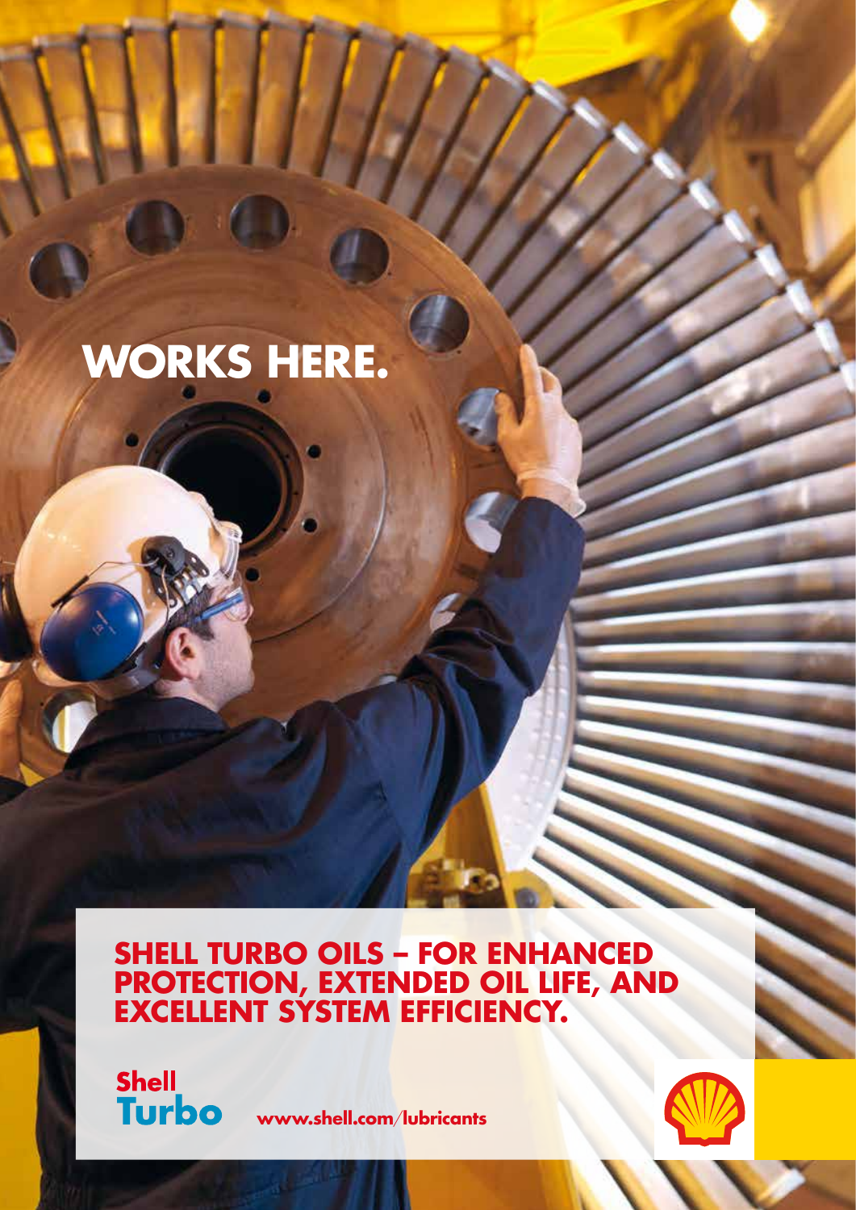# WORKS HERE.

## SHELL TURBO OILS – FOR ENHANCED PROTECTION, EXTENDED OIL LIFE, AND EXCELLENT SYSTEM EFFICIENCY.

**Shell Turbo**

**www.shell.com/lubricants**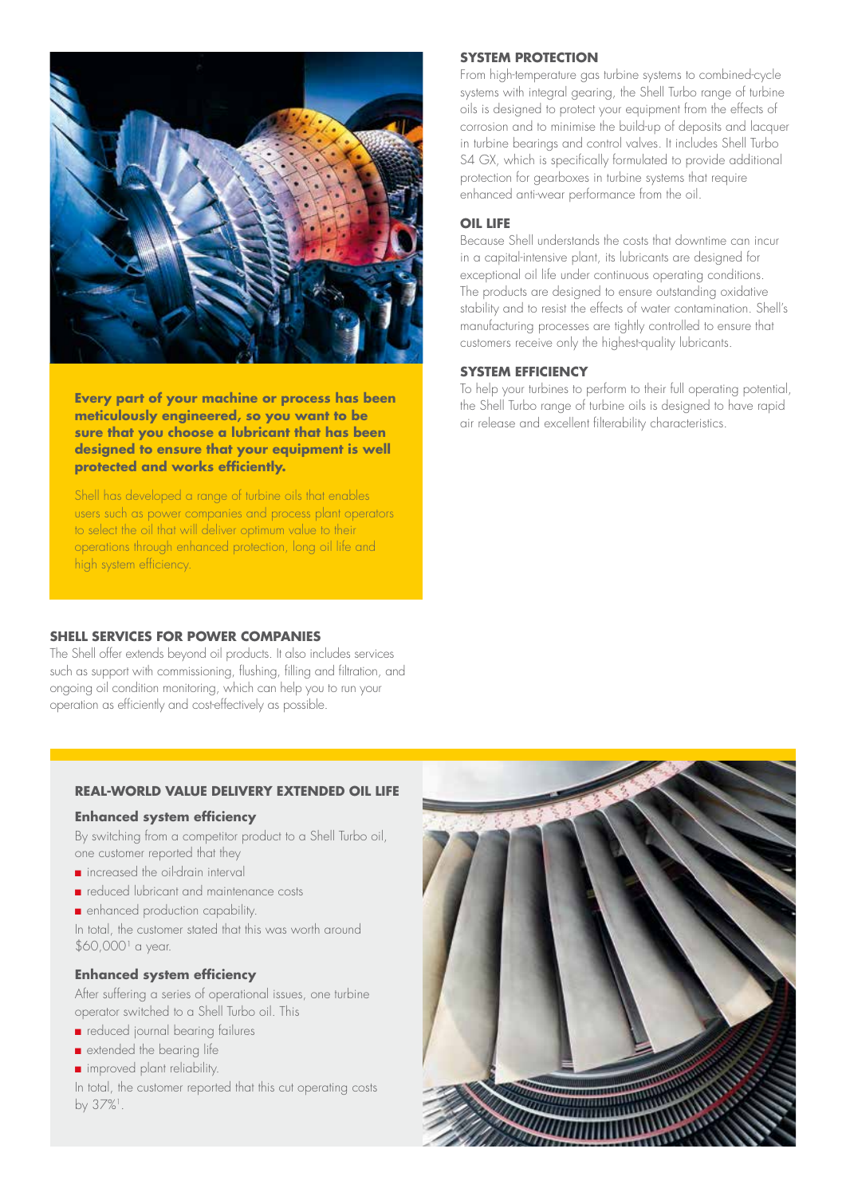**Every part of your machine or process has been meticulously engineered, so you want to be sure that you choose a lubricant that has been designed to ensure that your equipment is well protected and works efficiently.**

Shell has developed a range of turbine oils that enables users such as power companies and process plant operators to select the oil that will deliver optimum value to their operations through enhanced protection, long oil life and high system efficiency.

### SYSTEM PROTECTION

From high-temperature gas turbine systems to combined-cycle systems with integral gearing, the Shell Turbo range of turbine oils is designed to protect your equipment from the effects of corrosion and to minimise the build-up of deposits and lacquer in turbine bearings and control valves. It includes Shell Turbo S4 GX, which is specifically formulated to provide additional protection for gearboxes in turbine systems that require enhanced anti-wear performance from the oil.

### OIL LIFE

Because Shell understands the costs that downtime can incur in a capital-intensive plant, its lubricants are designed for exceptional oil life under continuous operating conditions. The products are designed to ensure outstanding oxidative stability and to resist the effects of water contamination. Shell's manufacturing processes are tightly controlled to ensure that customers receive only the highest-quality lubricants.

### SYSTEM EFFICIENCY

To help your turbines to perform to their full operating potential, the Shell Turbo range of turbine oils is designed to have rapid air release and excellent filterability characteristics.

### SHELL SERVICES FOR POWER COMPANIES

The Shell offer extends beyond oil products. It also includes services such as support with commissioning, flushing, filling and filtration, and ongoing oil condition monitoring, which can help you to run your operation as efficiently and cost-effectively as possible.

### REAL-WORLD VALUE DELIVERY EXTENDED OIL LIFE

#### Enhanced system efficiency

By switching from a competitor product to a Shell Turbo oil, one customer reported that they

- increased the oil-drain interval
- reduced lubricant and maintenance costs
- enhanced production capability.

In total, the customer stated that this was worth around $60,000[1] a year.

#### Enhanced system efficiency

After suffering a series of operational issues, one turbine operator switched to a Shell Turbo oil. This

- reduced journal bearing failures
- extended the bearing life
- improved plant reliability.

In total, the customer reported that this cut operating costs by 37%[1].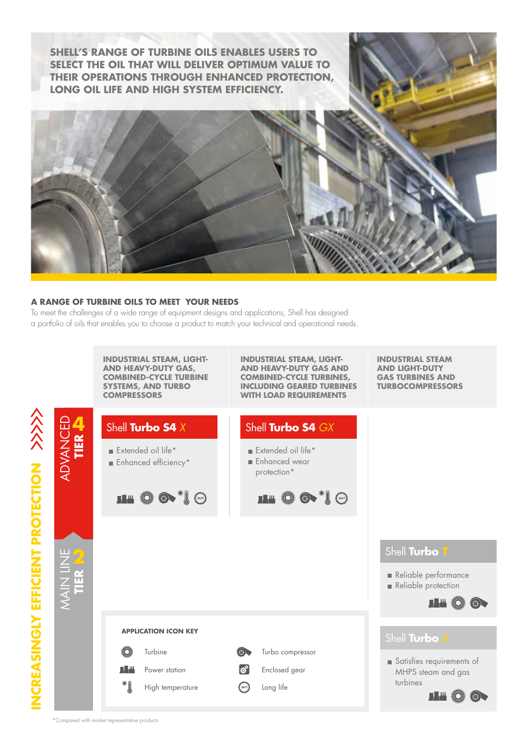**SHELL'S RANGE OF TURBINE OILS ENABLES USERS TO SELECT THE OIL THAT WILL DELIVER OPTIMUM VALUE TO THEIR OPERATIONS THROUGH ENHANCED PROTECTION, LONG OIL LIFE AND HIGH SYSTEM EFFICIENCY.**

### A RANGE OF TURBINE OILS TO MEET YOUR NEEDS

To meet the challenges of a wide range of equipment designs and applications, Shell has designed a portfolio of oils that enables you to choose a product to match your technical and operational needs.

**INCREASINGLY EFFICIENT PROTECTION**

| | INDUSTRIAL STEAM, LIGHT- AND HEAVY-DUTY GAS, COMBINED-CYCLE TURBINE SYSTEMS, AND TURBO COMPRESSORS | INDUSTRIAL STEAM, LIGHT- AND HEAVY-DUTY GAS AND COMBINED-CYCLE TURBINES, INCLUDING GEARED TURBINES WITH LOAD REQUIREMENTS | INDUSTRIAL STEAM AND LIGHT-DUTY GAS TURBINES AND TURBOCOMPRESSORS |
|---|---|---|---|
| ADVANCED TIER 4 | **Shell Turbo S4 X**<br>■ Extended oil life*<br>■ Enhanced efficiency* | **Shell Turbo S4 GX**<br>■ Extended oil life*<br>■ Enhanced wear protection* | |
| MAIN LINE TIER 2 | | | **Shell Turbo T**<br>■ Reliable performance<br>■ Reliable protection<br><br>**Shell Turbo J**<br>■ Satisfies requirements of MHPS steam and gas turbines |

**APPLICATION ICON KEY**

- Turbine
- Power station
- High temperature
- Turbo compressor
- Enclosed gear
- Long life

*Compared with market representative products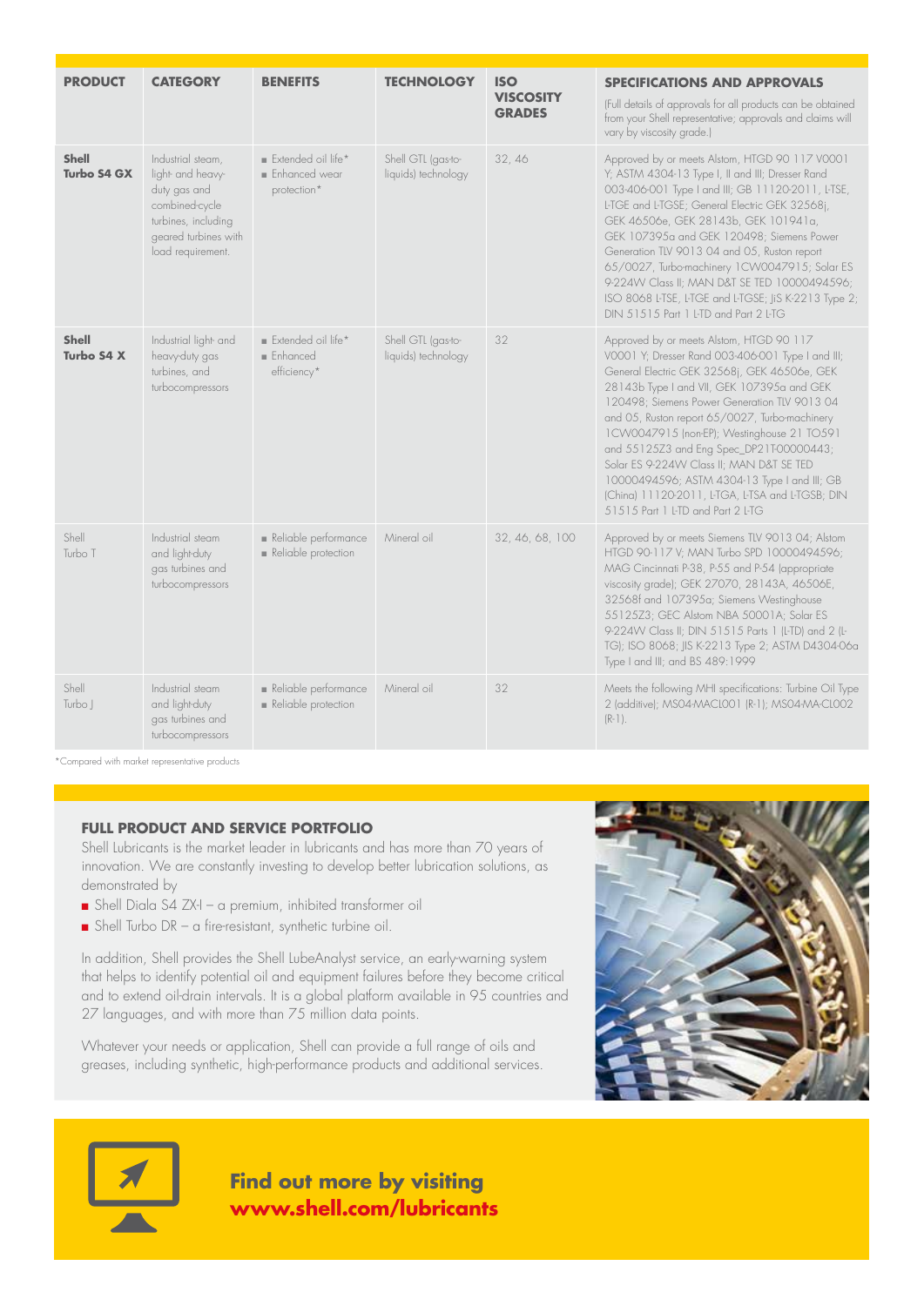| PRODUCT | CATEGORY | BENEFITS | TECHNOLOGY | ISO VISCOSITY GRADES | SPECIFICATIONS AND APPROVALS (Full details of approvals for all products can be obtained from your Shell representative; approvals and claims will vary by viscosity grade.) |
|---|---|---|---|---|---|
| **Shell Turbo S4 GX** | Industrial steam, light- and heavy-duty gas and combined-cycle turbines, including geared turbines with load requirement. | ■ Extended oil life* ■ Enhanced wear protection* | Shell GTL (gas-to-liquids) technology | 32, 46 | Approved by or meets Alstom, HTGD 90 117 V0001 Y; ASTM 4304-13 Type I, II and III; Dresser Rand 003-406-001 Type I and III; GB 11120-2011, L-TSE, L-TGE and L-TGSE; General Electric GEK 32568j, GEK 46506e, GEK 28143b, GEK 101941a, GEK 107395a and GEK 120498; Siemens Power Generation TLV 9013 04 and 05, Ruston report 65/0027, Turbo-machinery 1CW0047915; Solar ES 9-224W Class II; MAN D&T SE TED 10000494596; ISO 8068 L-TSE, L-TGE and L-TGSE; JIS K-2213 Type 2; DIN 51515 Part 1 L-TD and Part 2 L-TG |
| **Shell Turbo S4 X** | Industrial light- and heavy-duty gas turbines, and turbocompressors | ■ Extended oil life* ■ Enhanced efficiency* | Shell GTL (gas-to-liquids) technology | 32 | Approved by or meets Alstom, HTGD 90 117 V0001 Y; Dresser Rand 003-406-001 Type I and III; General Electric GEK 32568j, GEK 46506e, GEK 28143b Type I and VII, GEK 107395a and GEK 120498; Siemens Power Generation TLV 9013 04 and 05, Ruston report 65/0027, Turbo-machinery 1CW0047915 (non-EP); Westinghouse 21 TO591 and 55125Z3 and Eng Spec_DP21T-00000443; Solar ES 9-224W Class II; MAN D&T SE TED 10000494596; ASTM 4304-13 Type I and III; GB (China) 11120-2011, L-TGA, L-TSA and L-TGSB; DIN 51515 Part 1 L-TD and Part 2 L-TG |
| Shell Turbo T | Industrial steam and light-duty gas turbines and turbocompressors | ■ Reliable performance ■ Reliable protection | Mineral oil | 32, 46, 68, 100 | Approved by or meets Siemens TLV 9013 04; Alstom HTGD 90-117 V; MAN Turbo SPD 10000494596; MAG Cincinnati P-38, P-55 and P-54 (appropriate viscosity grade); GEK 27070, 28143A, 46506E, 32568f and 107395a; Siemens Westinghouse 55125Z3; GEC Alstom NBA 50001A; Solar ES 9-224W Class II; DIN 51515 Parts 1 (L-TD) and 2 (L-TG); ISO 8068; JIS K-2213 Type 2; ASTM D4304-06a Type I and III; and BS 489:1999 |
| Shell Turbo J | Industrial steam and light-duty gas turbines and turbocompressors | ■ Reliable performance ■ Reliable protection | Mineral oil | 32 | Meets the following MHI specifications: Turbine Oil Type 2 (additive); MS04-MA-CL001 (R-1); MS04-MA-CL002 (R-1). |

*Compared with market representative products

## FULL PRODUCT AND SERVICE PORTFOLIO

Shell Lubricants is the market leader in lubricants and has more than 70 years of innovation. We are constantly investing to develop better lubrication solutions, as demonstrated by

- Shell Diala S4 ZX-I – a premium, inhibited transformer oil
- Shell Turbo DR – a fire-resistant, synthetic turbine oil.

In addition, Shell provides the Shell LubeAnalyst service, an early-warning system that helps to identify potential oil and equipment failures before they become critical and to extend oil-drain intervals. It is a global platform available in 95 countries and 27 languages, and with more than 75 million data points.

Whatever your needs or application, Shell can provide a full range of oils and greases, including synthetic, high-performance products and additional services.

**Find out more by visiting www.shell.com/lubricants**